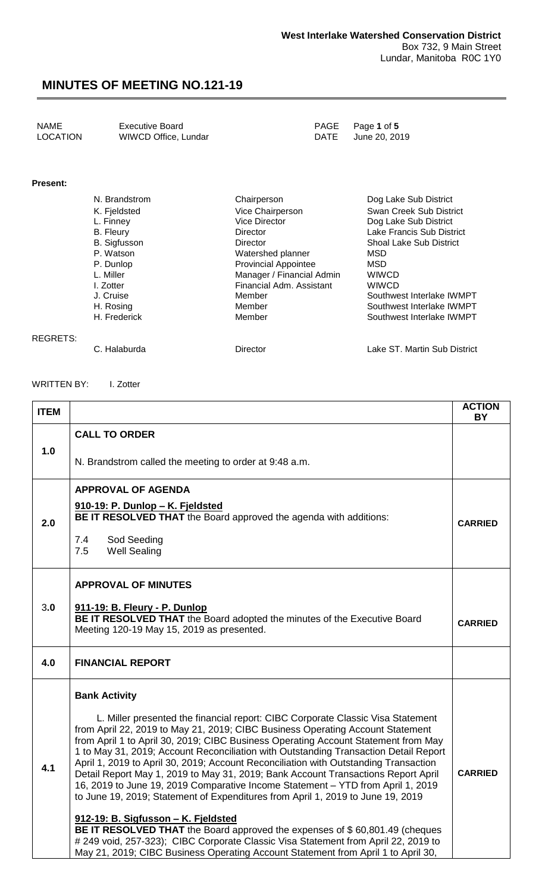West Interlake Watershed Conservation District
Box 732, 9 Main Street
Lundar, Manitoba R0C 1Y0

# MINUTES OF MEETING NO.121-19

| | | | |
|---|---|---|---|
| NAME | Executive Board | PAGE | Page **1** of **5** |
| LOCATION | WIWCD Office, Lundar | DATE | June 20, 2019 |

**Present:**

| | | |
|---|---|---|
| N. Brandstrom | Chairperson | Dog Lake Sub District |
| K. Fjeldsted | Vice Chairperson | Swan Creek Sub District |
| L. Finney | Vice Director | Dog Lake Sub District |
| B. Fleury | Director | Lake Francis Sub District |
| B. Sigfusson | Director | Shoal Lake Sub District |
| P. Watson | Watershed planner | MSD |
| P. Dunlop | Provincial Appointee | MSD |
| L. Miller | Manager / Financial Admin | WIWCD |
| I. Zotter | Financial Adm. Assistant | WIWCD |
| J. Cruise | Member | Southwest Interlake IWMPT |
| H. Rosing | Member | Southwest Interlake IWMPT |
| H. Frederick | Member | Southwest Interlake IWMPT |

REGRETS:

| | | |
|---|---|---|
| C. Halaburda | Director | Lake ST. Martin Sub District |

WRITTEN BY: I. Zotter

| ITEM | | ACTION BY |
|---|---|---|
| 1.0 | **CALL TO ORDER**<br><br>N. Brandstrom called the meeting to order at 9:48 a.m. | |
| 2.0 | **APPROVAL OF AGENDA**<br><br>**910-19: P. Dunlop – K. Fjeldsted**<br>**BE IT RESOLVED THAT** the Board approved the agenda with additions:<br><br>7.4 Sod Seeding<br>7.5 Well Sealing | **CARRIED** |
| 3.0 | **APPROVAL OF MINUTES**<br><br>**911-19: B. Fleury - P. Dunlop**<br>**BE IT RESOLVED THAT** the Board adopted the minutes of the Executive Board Meeting 120-19 May 15, 2019 as presented. | **CARRIED** |
| 4.0 | **FINANCIAL REPORT** | |
| 4.1 | **Bank Activity**<br><br>L. Miller presented the financial report: CIBC Corporate Classic Visa Statement from April 22, 2019 to May 21, 2019; CIBC Business Operating Account Statement from April 1 to April 30, 2019; CIBC Business Operating Account Statement from May 1 to May 31, 2019; Account Reconciliation with Outstanding Transaction Detail Report April 1, 2019 to April 30, 2019; Account Reconciliation with Outstanding Transaction Detail Report May 1, 2019 to May 31, 2019; Bank Account Transactions Report April 16, 2019 to June 19, 2019 Comparative Income Statement – YTD from April 1, 2019 to June 19, 2019; Statement of Expenditures from April 1, 2019 to June 19, 2019<br><br>**912-19: B. Sigfusson – K. Fjeldsted**<br>**BE IT RESOLVED THAT** the Board approved the expenses of $ 60,801.49 (cheques # 249 void, 257-323); CIBC Corporate Classic Visa Statement from April 22, 2019 to May 21, 2019; CIBC Business Operating Account Statement from April 1 to April 30, | **CARRIED** |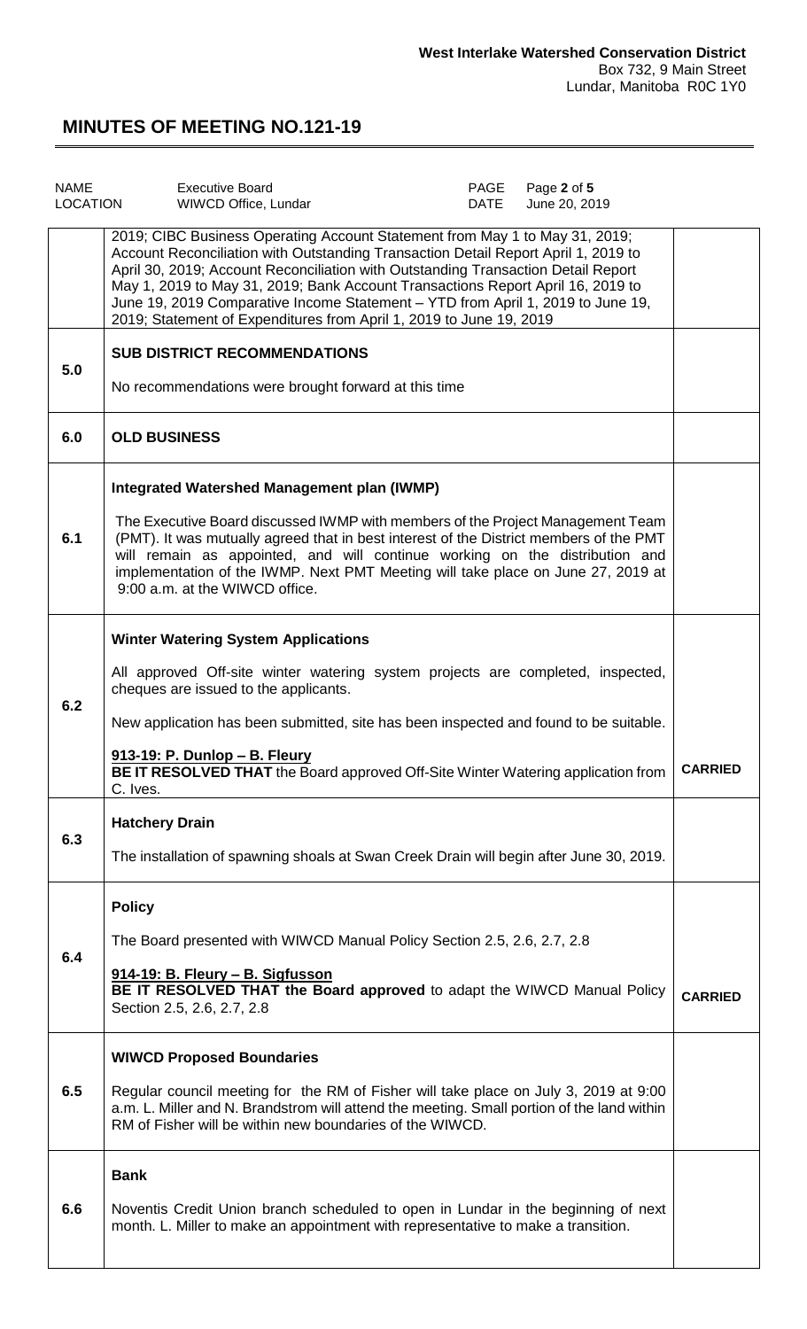| | | |
|---|---|---|
| | 2019; CIBC Business Operating Account Statement from May 1 to May 31, 2019; Account Reconciliation with Outstanding Transaction Detail Report April 1, 2019 to April 30, 2019; Account Reconciliation with Outstanding Transaction Detail Report May 1, 2019 to May 31, 2019; Bank Account Transactions Report April 16, 2019 to June 19, 2019 Comparative Income Statement – YTD from April 1, 2019 to June 19, 2019; Statement of Expenditures from April 1, 2019 to June 19, 2019 | |
| **5.0** | **SUB DISTRICT RECOMMENDATIONS**<br><br>No recommendations were brought forward at this time | |
| **6.0** | **OLD BUSINESS** | |
| **6.1** | **Integrated Watershed Management plan (IWMP)**<br><br>The Executive Board discussed IWMP with members of the Project Management Team (PMT). It was mutually agreed that in best interest of the District members of the PMT will remain as appointed, and will continue working on the distribution and implementation of the IWMP. Next PMT Meeting will take place on June 27, 2019 at 9:00 a.m. at the WIWCD office. | |
| **6.2** | **Winter Watering System Applications**<br><br>All approved Off-site winter watering system projects are completed, inspected, cheques are issued to the applicants.<br><br>New application has been submitted, site has been inspected and found to be suitable.<br><br>**913-19: P. Dunlop – B. Fleury**<br>**BE IT RESOLVED THAT** the Board approved Off-Site Winter Watering application from C. Ives. | **CARRIED** |
| **6.3** | **Hatchery Drain**<br><br>The installation of spawning shoals at Swan Creek Drain will begin after June 30, 2019. | |
| **6.4** | **Policy**<br><br>The Board presented with WIWCD Manual Policy Section 2.5, 2.6, 2.7, 2.8<br><br>**914-19: B. Fleury – B. Sigfusson**<br>**BE IT RESOLVED THAT the Board approved** to adapt the WIWCD Manual Policy Section 2.5, 2.6, 2.7, 2.8 | **CARRIED** |
| **6.5** | **WIWCD Proposed Boundaries**<br><br>Regular council meeting for the RM of Fisher will take place on July 3, 2019 at 9:00 a.m. L. Miller and N. Brandstrom will attend the meeting. Small portion of the land within RM of Fisher will be within new boundaries of the WIWCD. | |
| **6.6** | **Bank**<br><br>Noventis Credit Union branch scheduled to open in Lundar in the beginning of next month. L. Miller to make an appointment with representative to make a transition. | |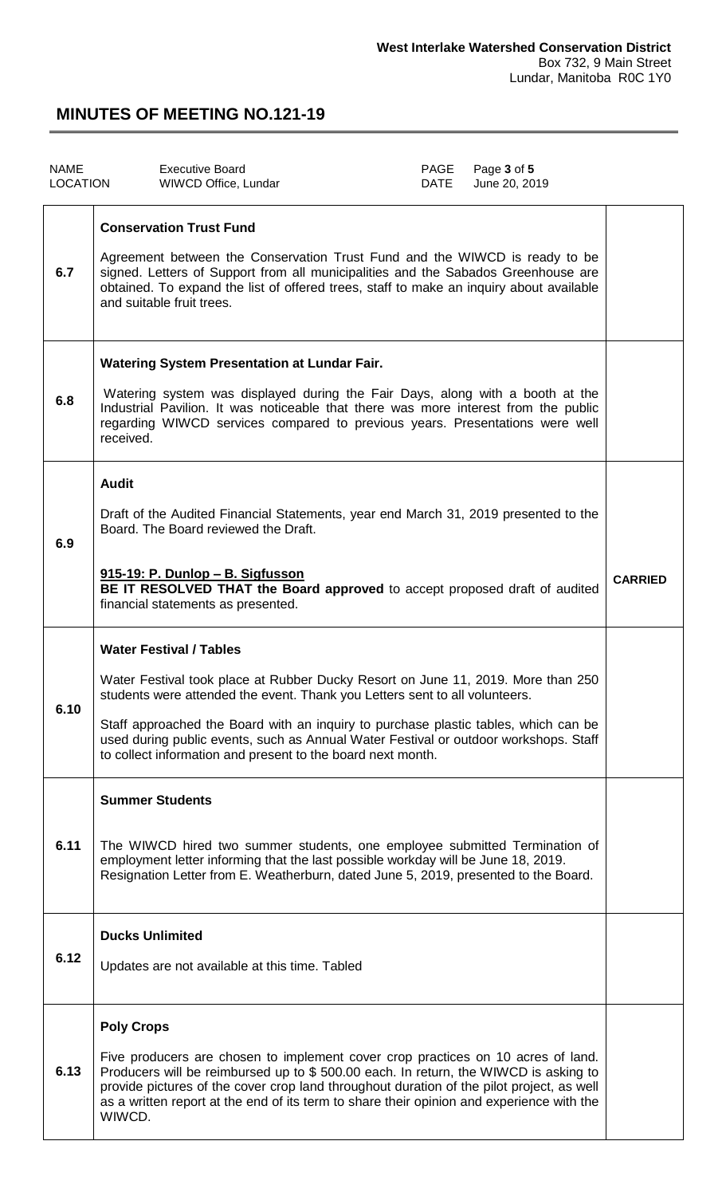**West Interlake Watershed Conservation District**
Box 732, 9 Main Street
Lundar, Manitoba R0C 1Y0

# MINUTES OF MEETING NO.121-19

| NAME | Executive Board | PAGE | Page **3** of **5** |
|---|---|---|---|
| LOCATION | WIWCD Office, Lundar | DATE | June 20, 2019 |

| | | |
|---|---|---|
| **6.7** | **Conservation Trust Fund**<br><br>Agreement between the Conservation Trust Fund and the WIWCD is ready to be signed. Letters of Support from all municipalities and the Sabados Greenhouse are obtained. To expand the list of offered trees, staff to make an inquiry about available and suitable fruit trees. | |
| **6.8** | **Watering System Presentation at Lundar Fair.**<br><br>Watering system was displayed during the Fair Days, along with a booth at the Industrial Pavilion. It was noticeable that there was more interest from the public regarding WIWCD services compared to previous years. Presentations were well received. | |
| **6.9** | **Audit**<br><br>Draft of the Audited Financial Statements, year end March 31, 2019 presented to the Board. The Board reviewed the Draft.<br><br>**915-19: P. Dunlop – B. Sigfusson**<br>**BE IT RESOLVED THAT the Board approved** to accept proposed draft of audited financial statements as presented. | **CARRIED** |
| **6.10** | **Water Festival / Tables**<br><br>Water Festival took place at Rubber Ducky Resort on June 11, 2019. More than 250 students were attended the event. Thank you Letters sent to all volunteers.<br><br>Staff approached the Board with an inquiry to purchase plastic tables, which can be used during public events, such as Annual Water Festival or outdoor workshops. Staff to collect information and present to the board next month. | |
| **6.11** | **Summer Students**<br><br>The WIWCD hired two summer students, one employee submitted Termination of employment letter informing that the last possible workday will be June 18, 2019. Resignation Letter from E. Weatherburn, dated June 5, 2019, presented to the Board. | |
| **6.12** | **Ducks Unlimited**<br><br>Updates are not available at this time. Tabled | |
| **6.13** | **Poly Crops**<br><br>Five producers are chosen to implement cover crop practices on 10 acres of land. Producers will be reimbursed up to $ 500.00 each. In return, the WIWCD is asking to provide pictures of the cover crop land throughout duration of the pilot project, as well as a written report at the end of its term to share their opinion and experience with the WIWCD. | |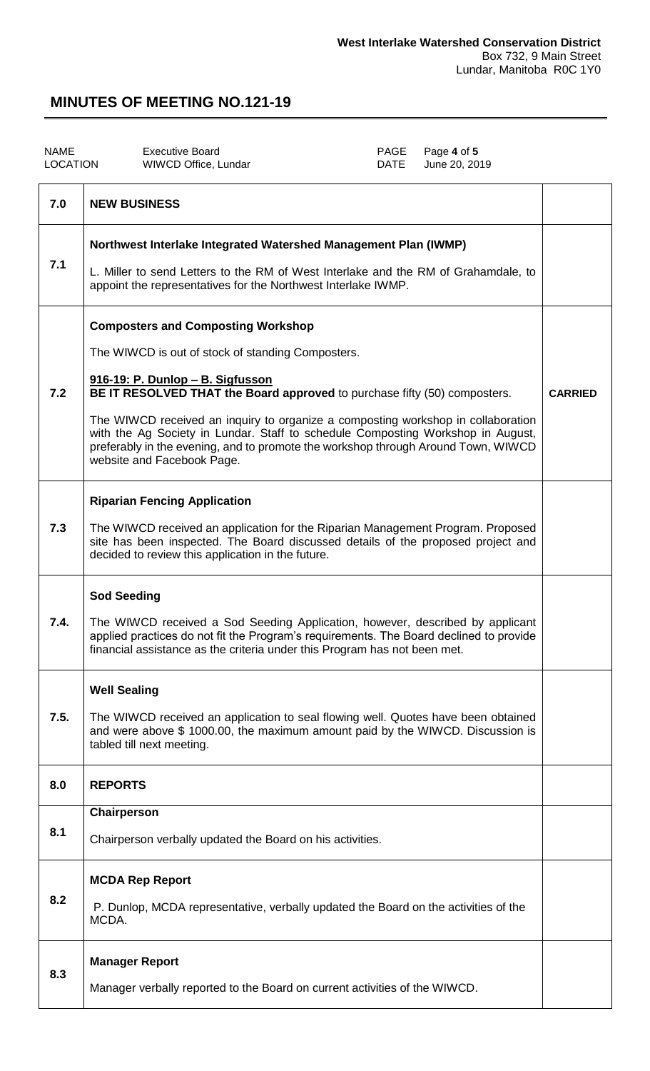**West Interlake Watershed Conservation District**
Box 732, 9 Main Street
Lundar, Manitoba R0C 1Y0

# MINUTES OF MEETING NO.121-19

| NAME | Executive Board | PAGE | Page 4 of 5 |
|---|---|---|---|
| LOCATION | WIWCD Office, Lundar | DATE | June 20, 2019 |

| | | |
|---|---|---|
| **7.0** | **NEW BUSINESS** | |
| 7.1 | **Northwest Interlake Integrated Watershed Management Plan (IWMP)**<br><br>L. Miller to send Letters to the RM of West Interlake and the RM of Grahamdale, to appoint the representatives for the Northwest Interlake IWMP. | |
| 7.2 | **Composters and Composting Workshop**<br><br>The WIWCD is out of stock of standing Composters.<br><br>**916-19: P. Dunlop – B. Sigfusson**<br>**BE IT RESOLVED THAT the Board approved** to purchase fifty (50) composters.<br><br>The WIWCD received an inquiry to organize a composting workshop in collaboration with the Ag Society in Lundar. Staff to schedule Composting Workshop in August, preferably in the evening, and to promote the workshop through Around Town, WIWCD website and Facebook Page. | **CARRIED** |
| 7.3 | **Riparian Fencing Application**<br><br>The WIWCD received an application for the Riparian Management Program. Proposed site has been inspected. The Board discussed details of the proposed project and decided to review this application in the future. | |
| 7.4. | **Sod Seeding**<br><br>The WIWCD received a Sod Seeding Application, however, described by applicant applied practices do not fit the Program's requirements. The Board declined to provide financial assistance as the criteria under this Program has not been met. | |
| 7.5. | **Well Sealing**<br><br>The WIWCD received an application to seal flowing well. Quotes have been obtained and were above $ 1000.00, the maximum amount paid by the WIWCD. Discussion is tabled till next meeting. | |
| **8.0** | **REPORTS** | |
| 8.1 | **Chairperson**<br><br>Chairperson verbally updated the Board on his activities. | |
| 8.2 | **MCDA Rep Report**<br><br>P. Dunlop, MCDA representative, verbally updated the Board on the activities of the MCDA. | |
| 8.3 | **Manager Report**<br><br>Manager verbally reported to the Board on current activities of the WIWCD. | |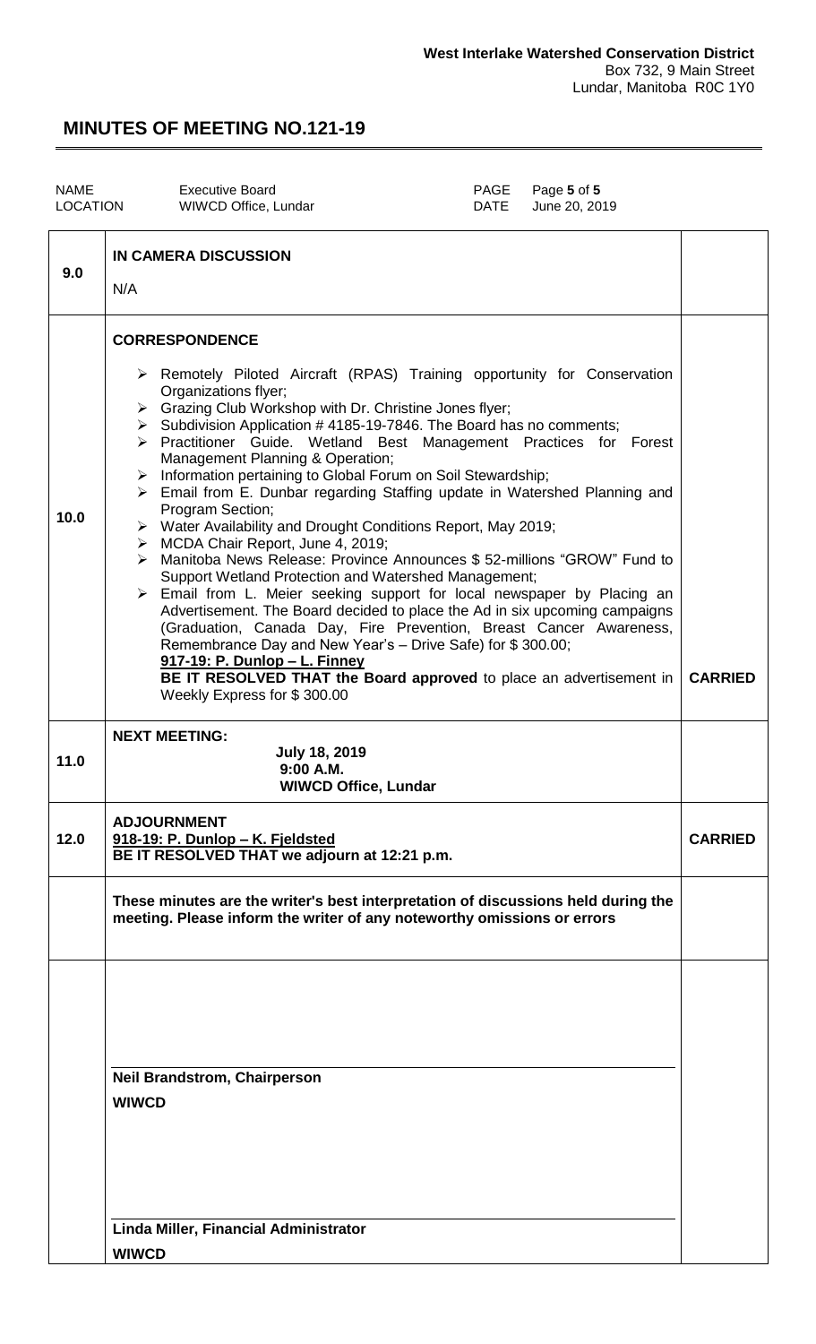**West Interlake Watershed Conservation District**
Box 732, 9 Main Street
Lundar, Manitoba R0C 1Y0

# MINUTES OF MEETING NO.121-19

| | | | |
|---|---|---|---|
| NAME | Executive Board | PAGE | Page **5** of **5** |
| LOCATION | WIWCD Office, Lundar | DATE | June 20, 2019 |

| | | |
|---|---|---|
| **9.0** | **IN CAMERA DISCUSSION**<br><br>N/A | |
| **10.0** | **CORRESPONDENCE**<br><br>➢ Remotely Piloted Aircraft (RPAS) Training opportunity for Conservation Organizations flyer;<br>➢ Grazing Club Workshop with Dr. Christine Jones flyer;<br>➢ Subdivision Application # 4185-19-7846. The Board has no comments;<br>➢ Practitioner Guide. Wetland Best Management Practices for Forest Management Planning & Operation;<br>➢ Information pertaining to Global Forum on Soil Stewardship;<br>➢ Email from E. Dunbar regarding Staffing update in Watershed Planning and Program Section;<br>➢ Water Availability and Drought Conditions Report, May 2019;<br>➢ MCDA Chair Report, June 4, 2019;<br>➢ Manitoba News Release: Province Announces $ 52-millions "GROW" Fund to Support Wetland Protection and Watershed Management;<br>➢ Email from L. Meier seeking support for local newspaper by Placing an Advertisement. The Board decided to place the Ad in six upcoming campaigns (Graduation, Canada Day, Fire Prevention, Breast Cancer Awareness, Remembrance Day and New Year's – Drive Safe) for $ 300.00;<br>**917-19: P. Dunlop – L. Finney**<br>**BE IT RESOLVED THAT the Board approved** to place an advertisement in Weekly Express for $ 300.00 | **CARRIED** |
| **11.0** | **NEXT MEETING:**<br>**July 18, 2019**<br>**9:00 A.M.**<br>**WIWCD Office, Lundar** | |
| **12.0** | **ADJOURNMENT**<br>**918-19: P. Dunlop – K. Fjeldsted**<br>**BE IT RESOLVED THAT we adjourn at 12:21 p.m.** | **CARRIED** |
| | **These minutes are the writer's best interpretation of discussions held during the meeting. Please inform the writer of any noteworthy omissions or errors** | |
| | **Neil Brandstrom, Chairperson**<br>**WIWCD**<br><br>**Linda Miller, Financial Administrator**<br>**WIWCD** | |